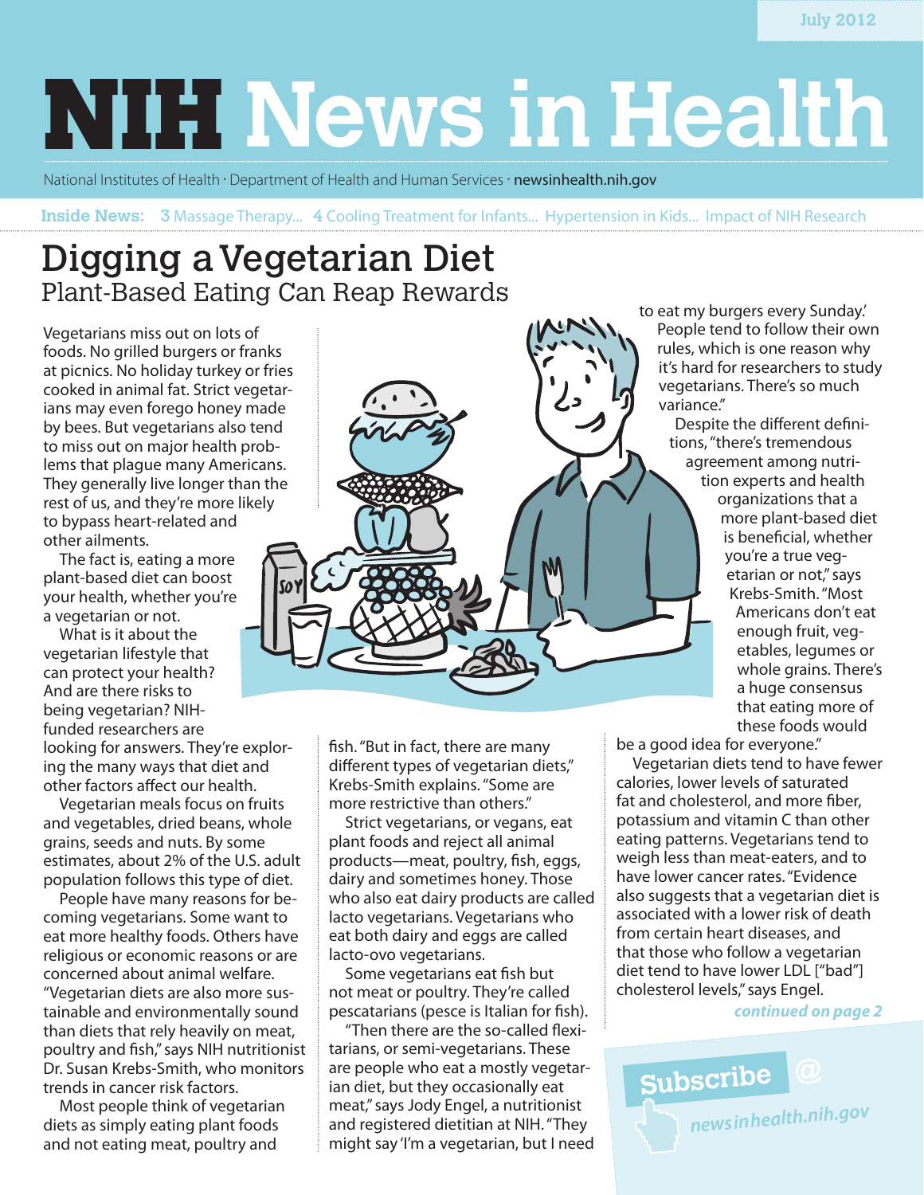July 2012

# NIH News in Health

National Institutes of Health · Department of Health and Human Services · newsinhealth.nih.gov

**Inside News:** 3 Massage Therapy... 4 Cooling Treatment for Infants... Hypertension in Kids... Impact of NIH Research

## Digging a Vegetarian Diet

### Plant-Based Eating Can Reap Rewards

Vegetarians miss out on lots of foods. No grilled burgers or franks at picnics. No holiday turkey or fries cooked in animal fat. Strict vegetarians may even forego honey made by bees. But vegetarians also tend to miss out on major health problems that plague many Americans. They generally live longer than the rest of us, and they're more likely to bypass heart-related and other ailments.

The fact is, eating a more plant-based diet can boost your health, whether you're a vegetarian or not.

What is it about the vegetarian lifestyle that can protect your health? And are there risks to being vegetarian? NIH-funded researchers are looking for answers. They're exploring the many ways that diet and other factors affect our health.

Vegetarian meals focus on fruits and vegetables, dried beans, whole grains, seeds and nuts. By some estimates, about 2% of the U.S. adult population follows this type of diet.

People have many reasons for becoming vegetarians. Some want to eat more healthy foods. Others have religious or economic reasons or are concerned about animal welfare. "Vegetarian diets are also more sustainable and environmentally sound than diets that rely heavily on meat, poultry and fish," says NIH nutritionist Dr. Susan Krebs-Smith, who monitors trends in cancer risk factors.

Most people think of vegetarian diets as simply eating plant foods and not eating meat, poultry and fish. "But in fact, there are many different types of vegetarian diets," Krebs-Smith explains. "Some are more restrictive than others."

Strict vegetarians, or vegans, eat plant foods and reject all animal products—meat, poultry, fish, eggs, dairy and sometimes honey. Those who also eat dairy products are called lacto vegetarians. Vegetarians who eat both dairy and eggs are called lacto-ovo vegetarians.

Some vegetarians eat fish but not meat or poultry. They're called pescatarians (pesce is Italian for fish).

"Then there are the so-called flexitarians, or semi-vegetarians. These are people who eat a mostly vegetarian diet, but they occasionally eat meat," says Jody Engel, a nutritionist and registered dietitian at NIH. "They might say 'I'm a vegetarian, but I need to eat my burgers every Sunday.' People tend to follow their own rules, which is one reason why it's hard for researchers to study vegetarians. There's so much variance."

Despite the different definitions, "there's tremendous agreement among nutrition experts and health organizations that a more plant-based diet is beneficial, whether you're a true vegetarian or not," says Krebs-Smith. "Most Americans don't eat enough fruit, vegetables, legumes or whole grains. There's a huge consensus that eating more of these foods would be a good idea for everyone."

Vegetarian diets tend to have fewer calories, lower levels of saturated fat and cholesterol, and more fiber, potassium and vitamin C than other eating patterns. Vegetarians tend to weigh less than meat-eaters, and to have lower cancer rates. "Evidence also suggests that a vegetarian diet is associated with a lower risk of death from certain heart diseases, and that those who follow a vegetarian diet tend to have lower LDL ["bad"] cholesterol levels," says Engel.

*continued on page 2*

**Subscribe @** *newsinhealth.nih.gov*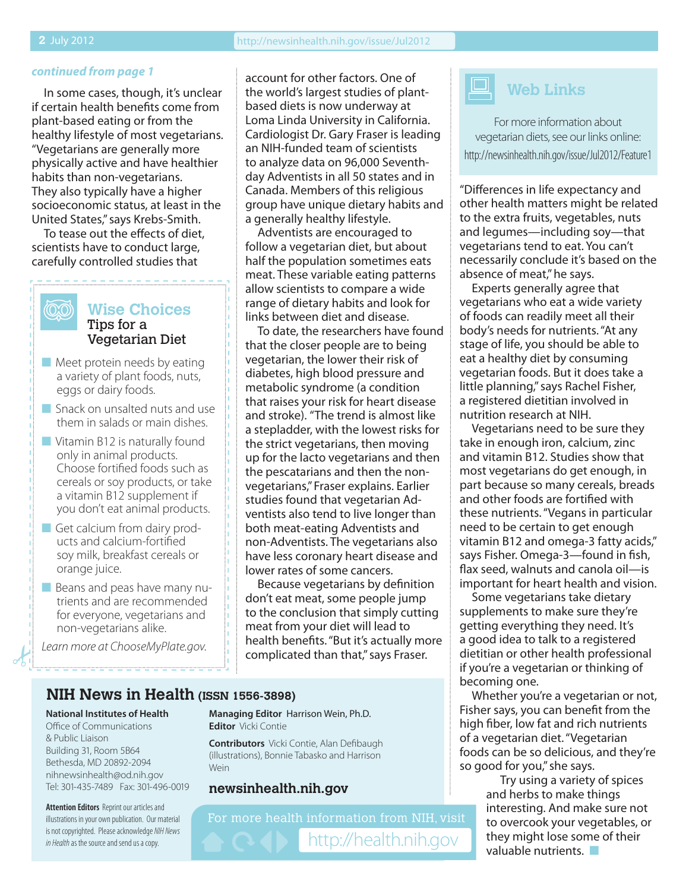*continued from page 1*

In some cases, though, it's unclear if certain health benefits come from plant-based eating or from the healthy lifestyle of most vegetarians. "Vegetarians are generally more physically active and have healthier habits than non-vegetarians. They also typically have a higher socioeconomic status, at least in the United States," says Krebs-Smith.

To tease out the effects of diet, scientists have to conduct large, carefully controlled studies that account for other factors. One of the world's largest studies of plant-based diets is now underway at Loma Linda University in California. Cardiologist Dr. Gary Fraser is leading an NIH-funded team of scientists to analyze data on 96,000 Seventh-day Adventists in all 50 states and in Canada. Members of this religious group have unique dietary habits and a generally healthy lifestyle.

Adventists are encouraged to follow a vegetarian diet, but about half the population sometimes eats meat. These variable eating patterns allow scientists to compare a wide range of dietary habits and look for links between diet and disease.

To date, the researchers have found that the closer people are to being vegetarian, the lower their risk of diabetes, high blood pressure and metabolic syndrome (a condition that raises your risk for heart disease and stroke). "The trend is almost like a stepladder, with the lowest risks for the strict vegetarians, then moving up for the lacto vegetarians and then the pescatarians and then the non-vegetarians," Fraser explains. Earlier studies found that vegetarian Adventists also tend to live longer than both meat-eating Adventists and non-Adventists. The vegetarians also have less coronary heart disease and lower rates of some cancers.

Because vegetarians by definition don't eat meat, some people jump to the conclusion that simply cutting meat from your diet will lead to health benefits. "But it's actually more complicated than that," says Fraser.

"Differences in life expectancy and other health matters might be related to the extra fruits, vegetables, nuts and legumes—including soy—that vegetarians tend to eat. You can't necessarily conclude it's based on the absence of meat," he says.

Experts generally agree that vegetarians who eat a wide variety of foods can readily meet all their body's needs for nutrients. "At any stage of life, you should be able to eat a healthy diet by consuming vegetarian foods. But it does take a little planning," says Rachel Fisher, a registered dietitian involved in nutrition research at NIH.

Vegetarians need to be sure they take in enough iron, calcium, zinc and vitamin B12. Studies show that most vegetarians do get enough, in part because so many cereals, breads and other foods are fortified with these nutrients. "Vegans in particular need to be certain to get enough vitamin B12 and omega-3 fatty acids," says Fisher. Omega-3—found in fish, flax seed, walnuts and canola oil—is important for heart health and vision.

Some vegetarians take dietary supplements to make sure they're getting everything they need. It's a good idea to talk to a registered dietitian or other health professional if you're a vegetarian or thinking of becoming one.

Whether you're a vegetarian or not, Fisher says, you can benefit from the high fiber, low fat and rich nutrients of a vegetarian diet. "Vegetarian foods can be so delicious, and they're so good for you," she says. Try using a variety of spices and herbs to make things interesting. And make sure not to overcook your vegetables, or they might lose some of their valuable nutrients.

## Wise Choices
### Tips for a Vegetarian Diet

- Meet protein needs by eating a variety of plant foods, nuts, eggs or dairy foods.
- Snack on unsalted nuts and use them in salads or main dishes.
- Vitamin B12 is naturally found only in animal products. Choose fortified foods such as cereals or soy products, or take a vitamin B12 supplement if you don't eat animal products.
- Get calcium from dairy products and calcium-fortified soy milk, breakfast cereals or orange juice.
- Beans and peas have many nutrients and are recommended for everyone, vegetarians and non-vegetarians alike.

*Learn more at ChooseMyPlate.gov.*

## Web Links

For more information about vegetarian diets, see our links online: http://newsinhealth.nih.gov/issue/Jul2012/Feature1

## NIH News in Health (ISSN 1556-3898)

**National Institutes of Health**
Office of Communications & Public Liaison
Building 31, Room 5B64
Bethesda, MD 20892-2094
nihnewsinhealth@od.nih.gov
Tel: 301-435-7489 Fax: 301-496-0019

**Managing Editor** Harrison Wein, Ph.D.
**Editor** Vicki Contie

**Contributors** Vicki Contie, Alan Defibaugh (illustrations), Bonnie Tabasko and Harrison Wein

**newsinhealth.nih.gov**

**Attention Editors** Reprint our articles and illustrations in your own publication. Our material is not copyrighted. Please acknowledge *NIH News in Health* as the source and send us a copy.

For more health information from NIH, visit http://health.nih.gov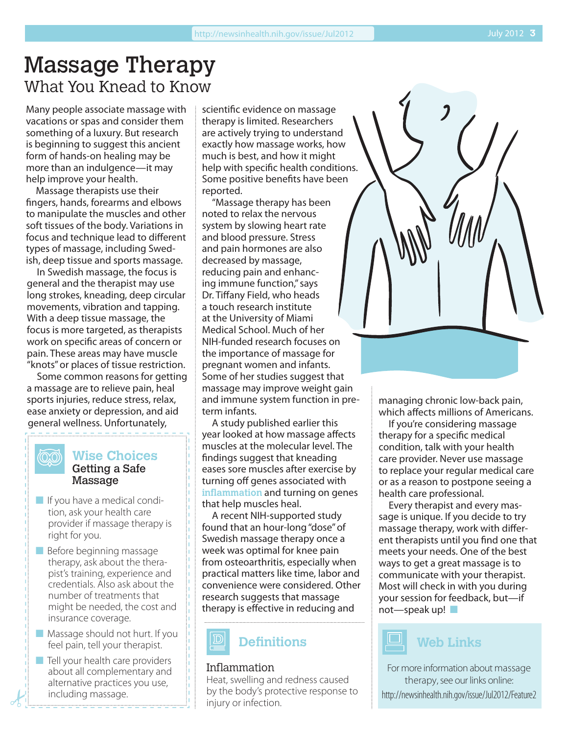# Massage Therapy

## What You Knead to Know

Many people associate massage with vacations or spas and consider them something of a luxury. But research is beginning to suggest this ancient form of hands-on healing may be more than an indulgence—it may help improve your health.

Massage therapists use their fingers, hands, forearms and elbows to manipulate the muscles and other soft tissues of the body. Variations in focus and technique lead to different types of massage, including Swedish, deep tissue and sports massage.

In Swedish massage, the focus is general and the therapist may use long strokes, kneading, deep circular movements, vibration and tapping. With a deep tissue massage, the focus is more targeted, as therapists work on specific areas of concern or pain. These areas may have muscle "knots" or places of tissue restriction.

Some common reasons for getting a massage are to relieve pain, heal sports injuries, reduce stress, relax, ease anxiety or depression, and aid general wellness. Unfortunately, scientific evidence on massage therapy is limited. Researchers are actively trying to understand exactly how massage works, how much is best, and how it might help with specific health conditions. Some positive benefits have been reported.

"Massage therapy has been noted to relax the nervous system by slowing heart rate and blood pressure. Stress and pain hormones are also decreased by massage, reducing pain and enhancing immune function," says Dr. Tiffany Field, who heads a touch research institute at the University of Miami Medical School. Much of her NIH-funded research focuses on the importance of massage for pregnant women and infants. Some of her studies suggest that massage may improve weight gain and immune system function in preterm infants.

A study published earlier this year looked at how massage affects muscles at the molecular level. The findings suggest that kneading eases sore muscles after exercise by turning off genes associated with **inflammation** and turning on genes that help muscles heal.

A recent NIH-supported study found that an hour-long "dose" of Swedish massage therapy once a week was optimal for knee pain from osteoarthritis, especially when practical matters like time, labor and convenience were considered. Other research suggests that massage therapy is effective in reducing and managing chronic low-back pain, which affects millions of Americans.

If you're considering massage therapy for a specific medical condition, talk with your health care provider. Never use massage to replace your regular medical care or as a reason to postpone seeing a health care professional.

Every therapist and every massage is unique. If you decide to try massage therapy, work with different therapists until you find one that meets your needs. One of the best ways to get a great massage is to communicate with your therapist. Most will check in with you during your session for feedback, but—if not—speak up!

### Wise Choices
**Getting a Safe Massage**

- If you have a medical condition, ask your health care provider if massage therapy is right for you.
- Before beginning massage therapy, ask about the therapist's training, experience and credentials. Also ask about the number of treatments that might be needed, the cost and insurance coverage.
- Massage should not hurt. If you feel pain, tell your therapist.
- Tell your health care providers about all complementary and alternative practices you use, including massage.

### Definitions

**Inflammation**
Heat, swelling and redness caused by the body's protective response to injury or infection.

### Web Links

For more information about massage therapy, see our links online:
http://newsinhealth.nih.gov/issue/Jul2012/Feature2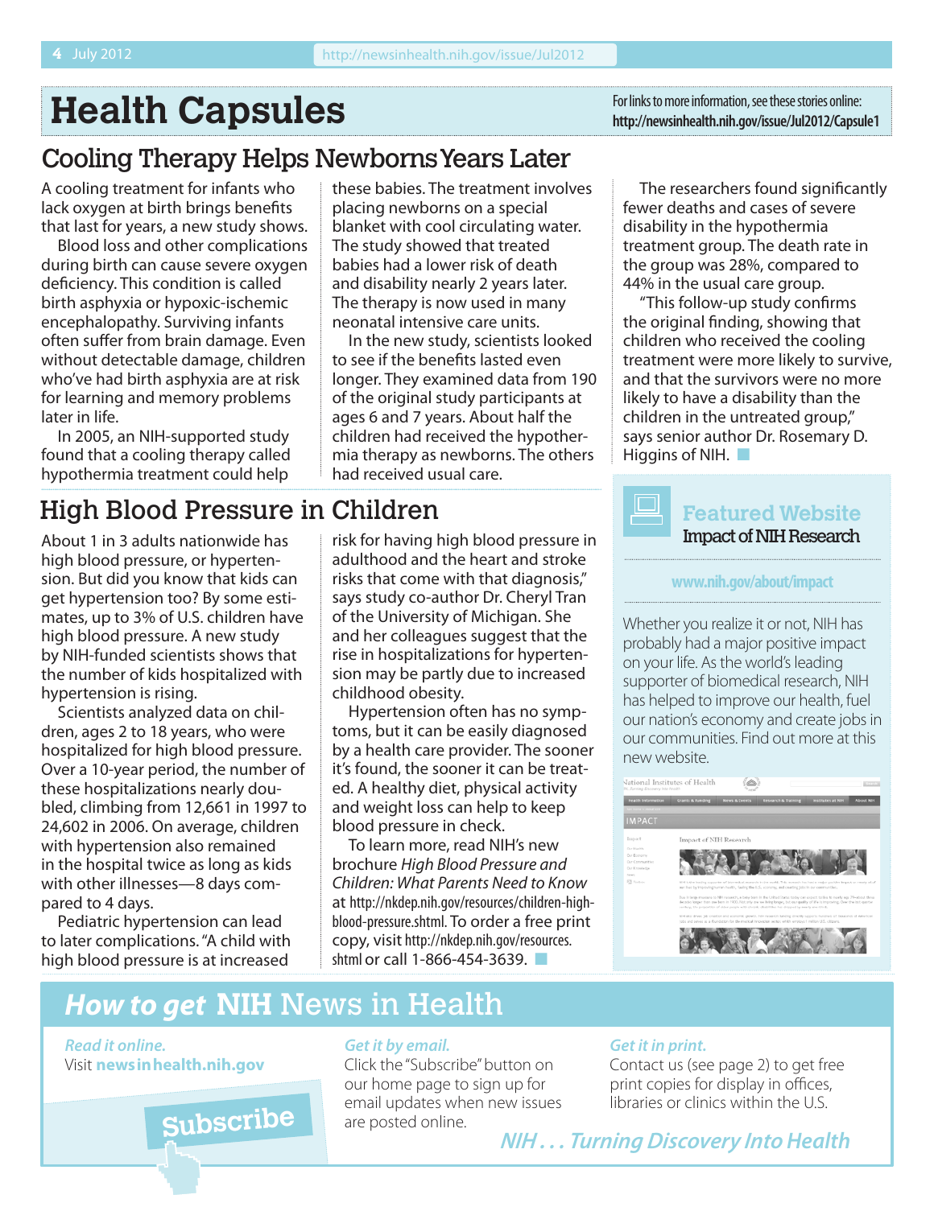# Health Capsules

For links to more information, see these stories online: http://newsinhealth.nih.gov/issue/Jul2012/Capsule1

## Cooling Therapy Helps Newborns Years Later

A cooling treatment for infants who lack oxygen at birth brings benefits that last for years, a new study shows.

Blood loss and other complications during birth can cause severe oxygen deficiency. This condition is called birth asphyxia or hypoxic-ischemic encephalopathy. Surviving infants often suffer from brain damage. Even without detectable damage, children who've had birth asphyxia are at risk for learning and memory problems later in life.

In 2005, an NIH-supported study found that a cooling therapy called hypothermia treatment could help these babies. The treatment involves placing newborns on a special blanket with cool circulating water. The study showed that treated babies had a lower risk of death and disability nearly 2 years later. The therapy is now used in many neonatal intensive care units.

In the new study, scientists looked to see if the benefits lasted even longer. They examined data from 190 of the original study participants at ages 6 and 7 years. About half the children had received the hypothermia therapy as newborns. The others had received usual care.

The researchers found significantly fewer deaths and cases of severe disability in the hypothermia treatment group. The death rate in the group was 28%, compared to 44% in the usual care group.

"This follow-up study confirms the original finding, showing that children who received the cooling treatment were more likely to survive, and that the survivors were no more likely to have a disability than the children in the untreated group," says senior author Dr. Rosemary D. Higgins of NIH.

## High Blood Pressure in Children

About 1 in 3 adults nationwide has high blood pressure, or hypertension. But did you know that kids can get hypertension too? By some estimates, up to 3% of U.S. children have high blood pressure. A new study by NIH-funded scientists shows that the number of kids hospitalized with hypertension is rising.

Scientists analyzed data on children, ages 2 to 18 years, who were hospitalized for high blood pressure. Over a 10-year period, the number of these hospitalizations nearly doubled, climbing from 12,661 in 1997 to 24,602 in 2006. On average, children with hypertension also remained in the hospital twice as long as kids with other illnesses—8 days compared to 4 days.

Pediatric hypertension can lead to later complications. "A child with high blood pressure is at increased risk for having high blood pressure in adulthood and the heart and stroke risks that come with that diagnosis," says study co-author Dr. Cheryl Tran of the University of Michigan. She and her colleagues suggest that the rise in hospitalizations for hypertension may be partly due to increased childhood obesity.

Hypertension often has no symptoms, but it can be easily diagnosed by a health care provider. The sooner it's found, the sooner it can be treated. A healthy diet, physical activity and weight loss can help to keep blood pressure in check.

To learn more, read NIH's new brochure *High Blood Pressure and Children: What Parents Need to Know* at http://nkdep.nih.gov/resources/children-high-blood-pressure.shtml. To order a free print copy, visit http://nkdep.nih.gov/resources.shtml or call 1-866-454-3639.

## Featured Website

### Impact of NIH Research

www.nih.gov/about/impact

Whether you realize it or not, NIH has probably had a major positive impact on your life. As the world's leading supporter of biomedical research, NIH has helped to improve our health, fuel our nation's economy and create jobs in our communities. Find out more at this new website.

## *How to get* NIH News in Health

***Read it online.***
Visit **newsinhealth.nih.gov**

Subscribe

***Get it by email.***
Click the "Subscribe" button on our home page to sign up for email updates when new issues are posted online.

***Get it in print.***
Contact us (see page 2) to get free print copies for display in offices, libraries or clinics within the U.S.

*NIH . . . Turning Discovery Into Health*